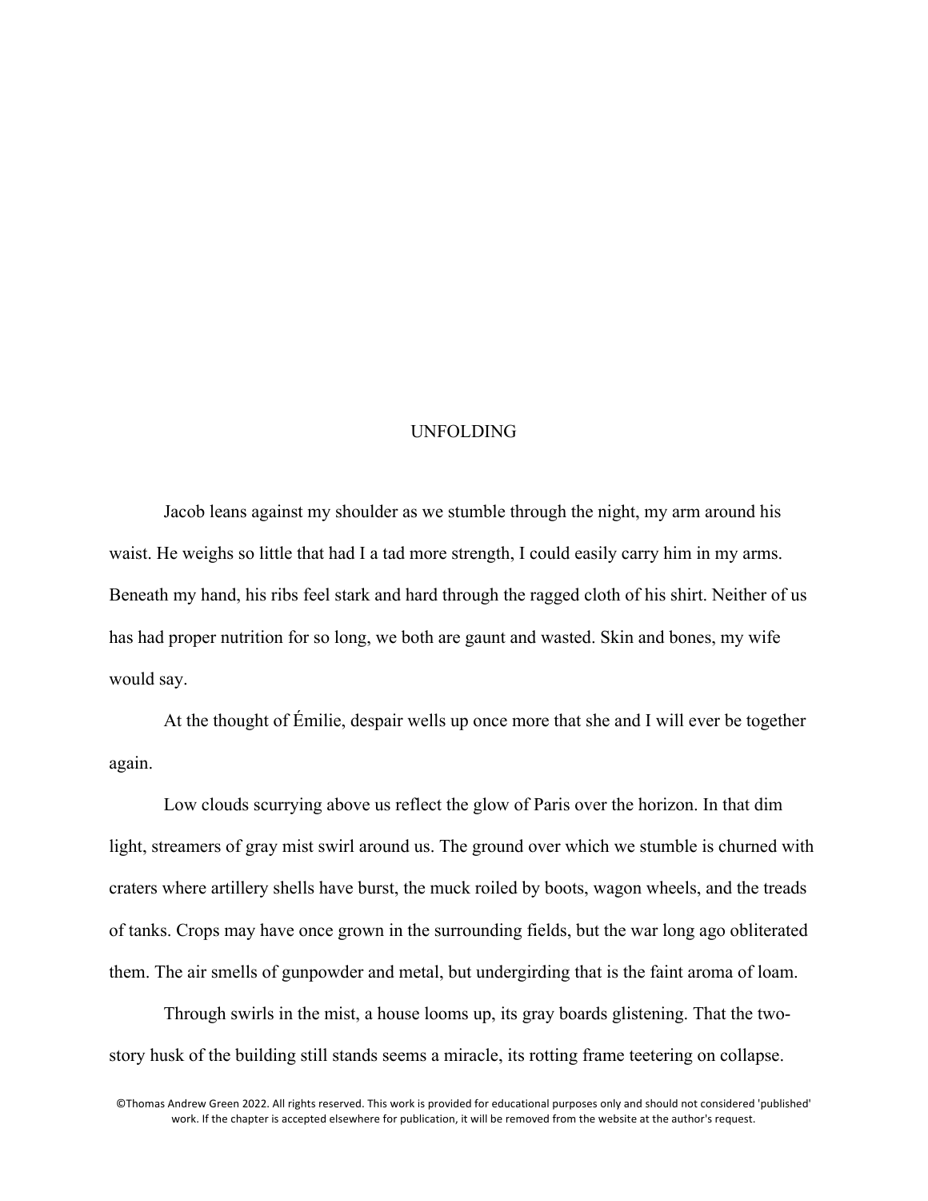# UNFOLDING

Jacob leans against my shoulder as we stumble through the night, my arm around his waist. He weighs so little that had I a tad more strength, I could easily carry him in my arms. Beneath my hand, his ribs feel stark and hard through the ragged cloth of his shirt. Neither of us has had proper nutrition for so long, we both are gaunt and wasted. Skin and bones, my wife would say.

At the thought of Émilie, despair wells up once more that she and I will ever be together again.

Low clouds scurrying above us reflect the glow of Paris over the horizon. In that dim light, streamers of gray mist swirl around us. The ground over which we stumble is churned with craters where artillery shells have burst, the muck roiled by boots, wagon wheels, and the treads of tanks. Crops may have once grown in the surrounding fields, but the war long ago obliterated them. The air smells of gunpowder and metal, but undergirding that is the faint aroma of loam.

Through swirls in the mist, a house looms up, its gray boards glistening. That the two-story husk of the building still stands seems a miracle, its rotting frame teetering on collapse.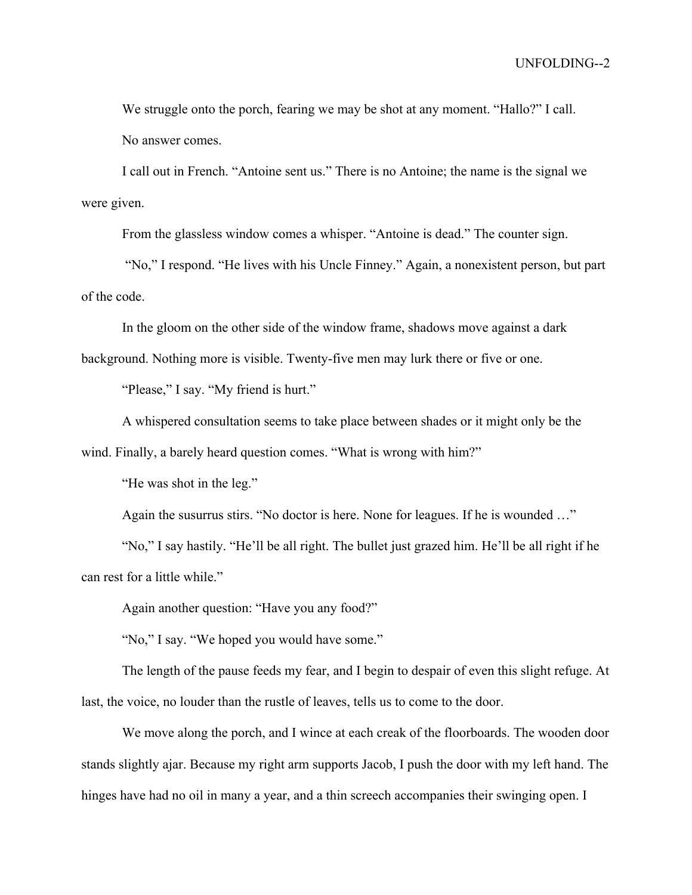We struggle onto the porch, fearing we may be shot at any moment. “Hallo?” I call.

No answer comes.

I call out in French. “Antoine sent us.” There is no Antoine; the name is the signal we were given.

From the glassless window comes a whisper. “Antoine is dead.” The counter sign.

“No,” I respond. “He lives with his Uncle Finney.” Again, a nonexistent person, but part of the code.

In the gloom on the other side of the window frame, shadows move against a dark background. Nothing more is visible. Twenty-five men may lurk there or five or one.

“Please,” I say. “My friend is hurt.”

A whispered consultation seems to take place between shades or it might only be the wind. Finally, a barely heard question comes. “What is wrong with him?”

“He was shot in the leg.”

Again the susurrus stirs. “No doctor is here. None for leagues. If he is wounded …”

“No,” I say hastily. “He’ll be all right. The bullet just grazed him. He’ll be all right if he can rest for a little while.”

Again another question: “Have you any food?”

“No,” I say. “We hoped you would have some.”

The length of the pause feeds my fear, and I begin to despair of even this slight refuge. At last, the voice, no louder than the rustle of leaves, tells us to come to the door.

We move along the porch, and I wince at each creak of the floorboards. The wooden door stands slightly ajar. Because my right arm supports Jacob, I push the door with my left hand. The hinges have had no oil in many a year, and a thin screech accompanies their swinging open. I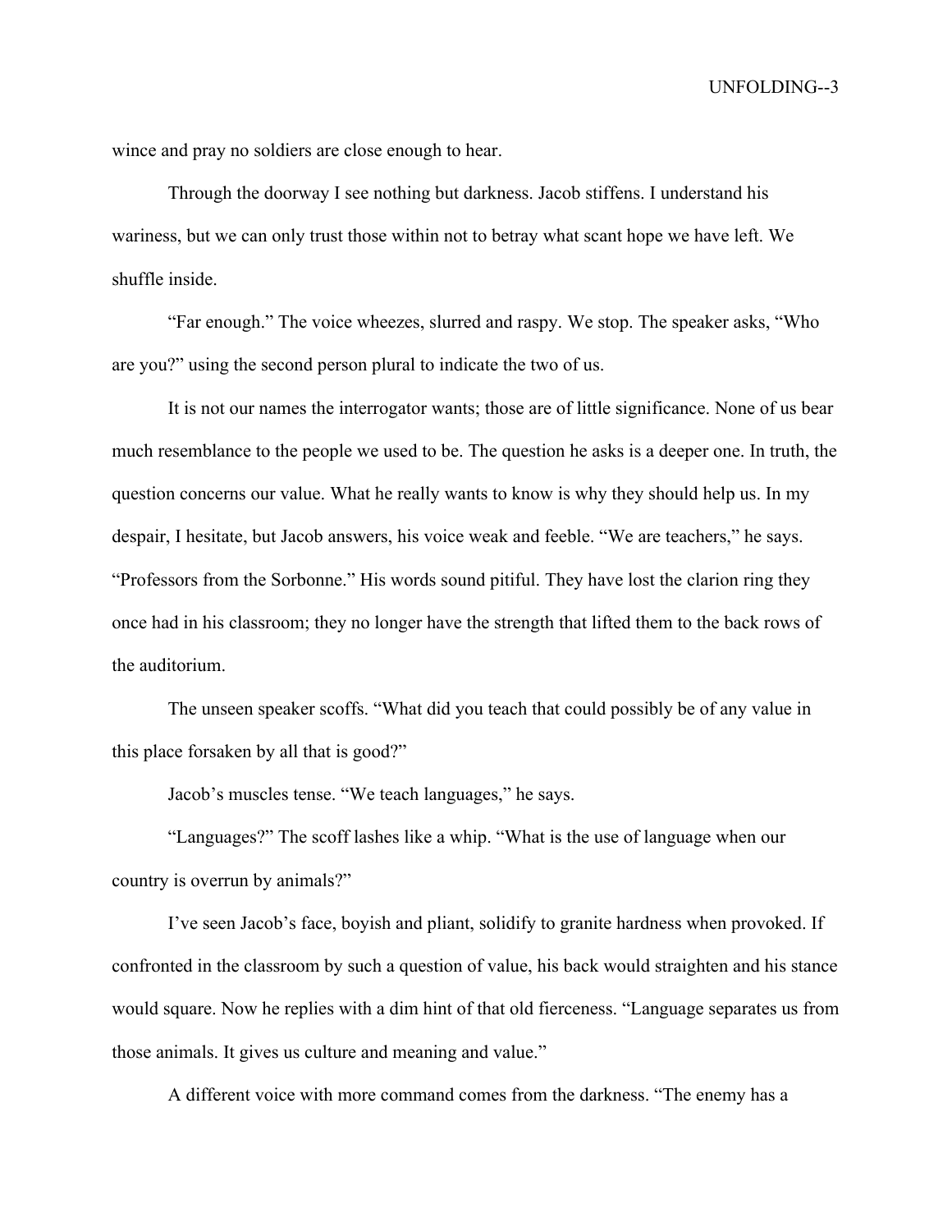wince and pray no soldiers are close enough to hear.

Through the doorway I see nothing but darkness. Jacob stiffens. I understand his wariness, but we can only trust those within not to betray what scant hope we have left. We shuffle inside.

"Far enough." The voice wheezes, slurred and raspy. We stop. The speaker asks, "Who are you?" using the second person plural to indicate the two of us.

It is not our names the interrogator wants; those are of little significance. None of us bear much resemblance to the people we used to be. The question he asks is a deeper one. In truth, the question concerns our value. What he really wants to know is why they should help us. In my despair, I hesitate, but Jacob answers, his voice weak and feeble. "We are teachers," he says. "Professors from the Sorbonne." His words sound pitiful. They have lost the clarion ring they once had in his classroom; they no longer have the strength that lifted them to the back rows of the auditorium.

The unseen speaker scoffs. "What did you teach that could possibly be of any value in this place forsaken by all that is good?"

Jacob's muscles tense. "We teach languages," he says.

"Languages?" The scoff lashes like a whip. "What is the use of language when our country is overrun by animals?"

I've seen Jacob's face, boyish and pliant, solidify to granite hardness when provoked. If confronted in the classroom by such a question of value, his back would straighten and his stance would square. Now he replies with a dim hint of that old fierceness. "Language separates us from those animals. It gives us culture and meaning and value."

A different voice with more command comes from the darkness. "The enemy has a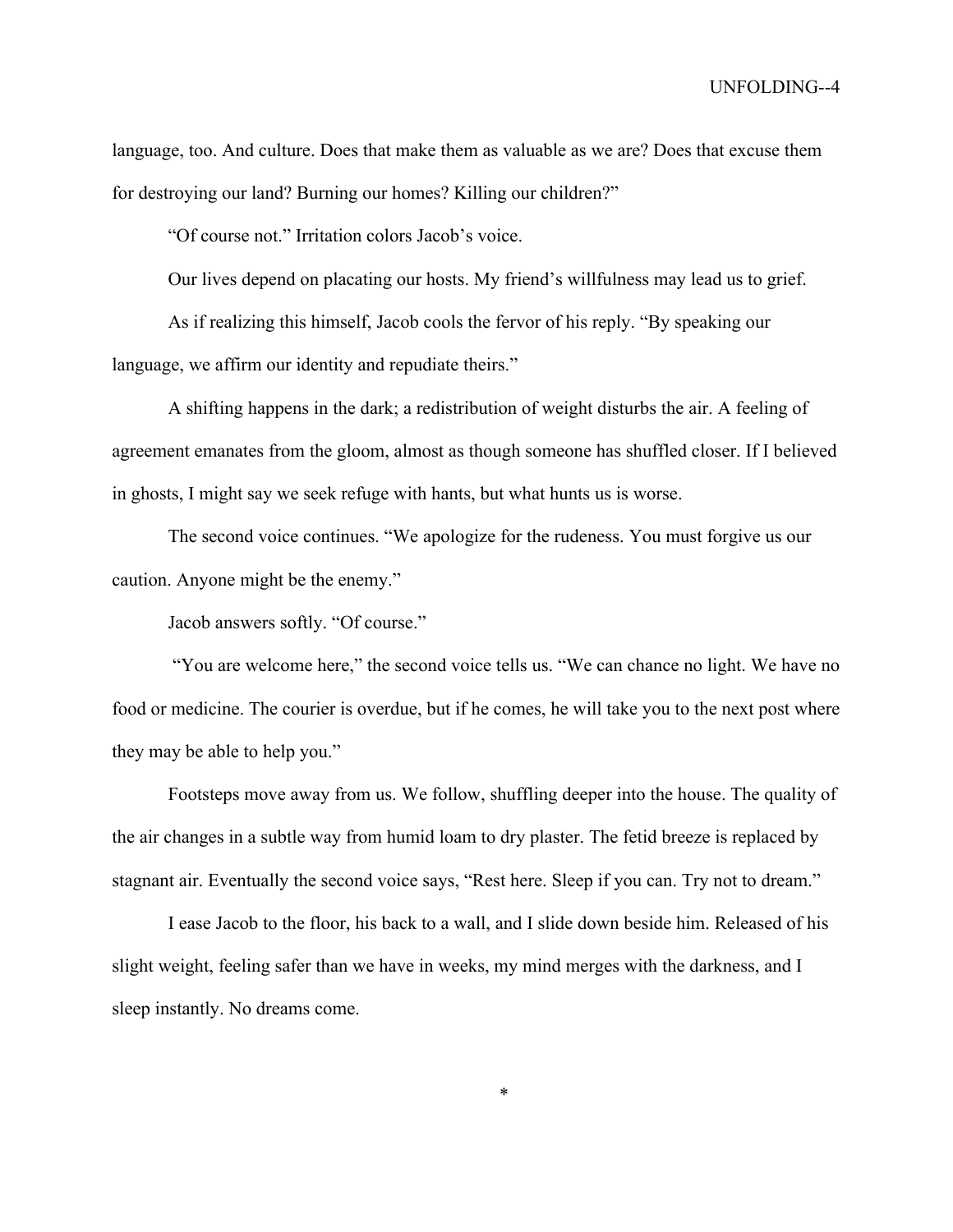language, too. And culture. Does that make them as valuable as we are? Does that excuse them for destroying our land? Burning our homes? Killing our children?"

"Of course not." Irritation colors Jacob's voice.

Our lives depend on placating our hosts. My friend's willfulness may lead us to grief.

As if realizing this himself, Jacob cools the fervor of his reply. "By speaking our language, we affirm our identity and repudiate theirs."

A shifting happens in the dark; a redistribution of weight disturbs the air. A feeling of agreement emanates from the gloom, almost as though someone has shuffled closer. If I believed in ghosts, I might say we seek refuge with hants, but what hunts us is worse.

The second voice continues. "We apologize for the rudeness. You must forgive us our caution. Anyone might be the enemy."

Jacob answers softly. "Of course."

"You are welcome here," the second voice tells us. "We can chance no light. We have no food or medicine. The courier is overdue, but if he comes, he will take you to the next post where they may be able to help you."

Footsteps move away from us. We follow, shuffling deeper into the house. The quality of the air changes in a subtle way from humid loam to dry plaster. The fetid breeze is replaced by stagnant air. Eventually the second voice says, "Rest here. Sleep if you can. Try not to dream."

I ease Jacob to the floor, his back to a wall, and I slide down beside him. Released of his slight weight, feeling safer than we have in weeks, my mind merges with the darkness, and I sleep instantly. No dreams come.

*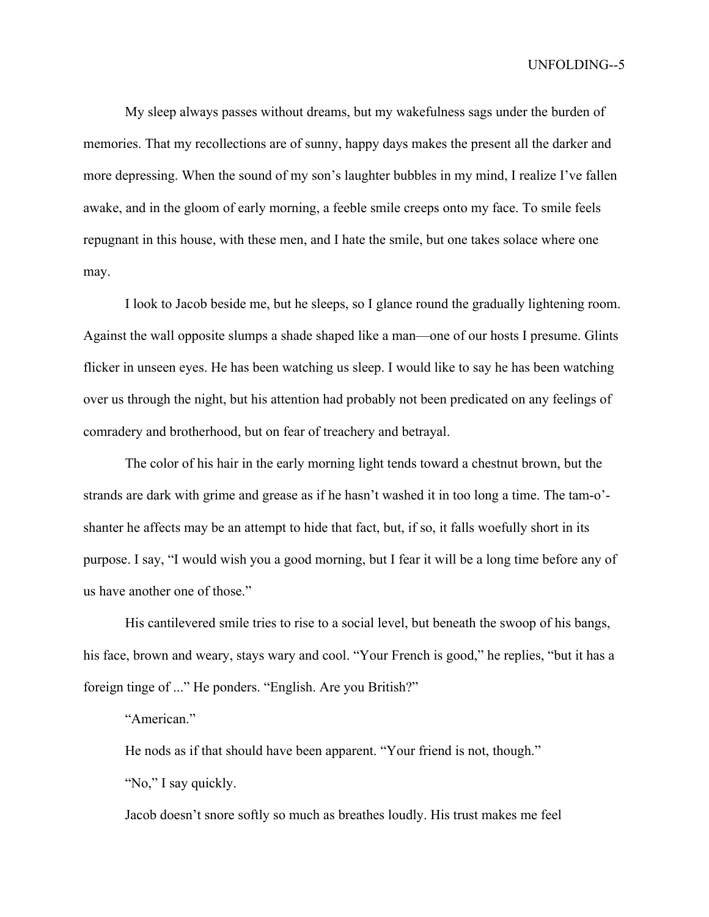My sleep always passes without dreams, but my wakefulness sags under the burden of memories. That my recollections are of sunny, happy days makes the present all the darker and more depressing. When the sound of my son's laughter bubbles in my mind, I realize I've fallen awake, and in the gloom of early morning, a feeble smile creeps onto my face. To smile feels repugnant in this house, with these men, and I hate the smile, but one takes solace where one may.

I look to Jacob beside me, but he sleeps, so I glance round the gradually lightening room. Against the wall opposite slumps a shade shaped like a man—one of our hosts I presume. Glints flicker in unseen eyes. He has been watching us sleep. I would like to say he has been watching over us through the night, but his attention had probably not been predicated on any feelings of comradery and brotherhood, but on fear of treachery and betrayal.

The color of his hair in the early morning light tends toward a chestnut brown, but the strands are dark with grime and grease as if he hasn't washed it in too long a time. The tam-o'-shanter he affects may be an attempt to hide that fact, but, if so, it falls woefully short in its purpose. I say, "I would wish you a good morning, but I fear it will be a long time before any of us have another one of those."

His cantilevered smile tries to rise to a social level, but beneath the swoop of his bangs, his face, brown and weary, stays wary and cool. "Your French is good," he replies, "but it has a foreign tinge of ..." He ponders. "English. Are you British?"

"American."

He nods as if that should have been apparent. "Your friend is not, though."

"No," I say quickly.

Jacob doesn't snore softly so much as breathes loudly. His trust makes me feel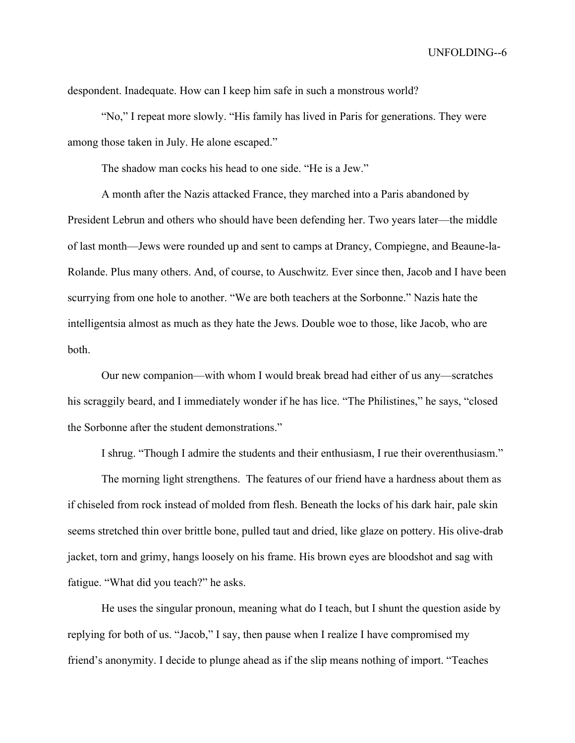despondent. Inadequate. How can I keep him safe in such a monstrous world?

"No," I repeat more slowly. "His family has lived in Paris for generations. They were among those taken in July. He alone escaped."

The shadow man cocks his head to one side. "He is a Jew."

A month after the Nazis attacked France, they marched into a Paris abandoned by President Lebrun and others who should have been defending her. Two years later—the middle of last month—Jews were rounded up and sent to camps at Drancy, Compiegne, and Beaune-la-Rolande. Plus many others. And, of course, to Auschwitz. Ever since then, Jacob and I have been scurrying from one hole to another. "We are both teachers at the Sorbonne." Nazis hate the intelligentsia almost as much as they hate the Jews. Double woe to those, like Jacob, who are both.

Our new companion—with whom I would break bread had either of us any—scratches his scraggily beard, and I immediately wonder if he has lice. "The Philistines," he says, "closed the Sorbonne after the student demonstrations."

I shrug. "Though I admire the students and their enthusiasm, I rue their overenthusiasm."

The morning light strengthens. The features of our friend have a hardness about them as if chiseled from rock instead of molded from flesh. Beneath the locks of his dark hair, pale skin seems stretched thin over brittle bone, pulled taut and dried, like glaze on pottery. His olive-drab jacket, torn and grimy, hangs loosely on his frame. His brown eyes are bloodshot and sag with fatigue. "What did you teach?" he asks.

He uses the singular pronoun, meaning what do I teach, but I shunt the question aside by replying for both of us. "Jacob," I say, then pause when I realize I have compromised my friend's anonymity. I decide to plunge ahead as if the slip means nothing of import. "Teaches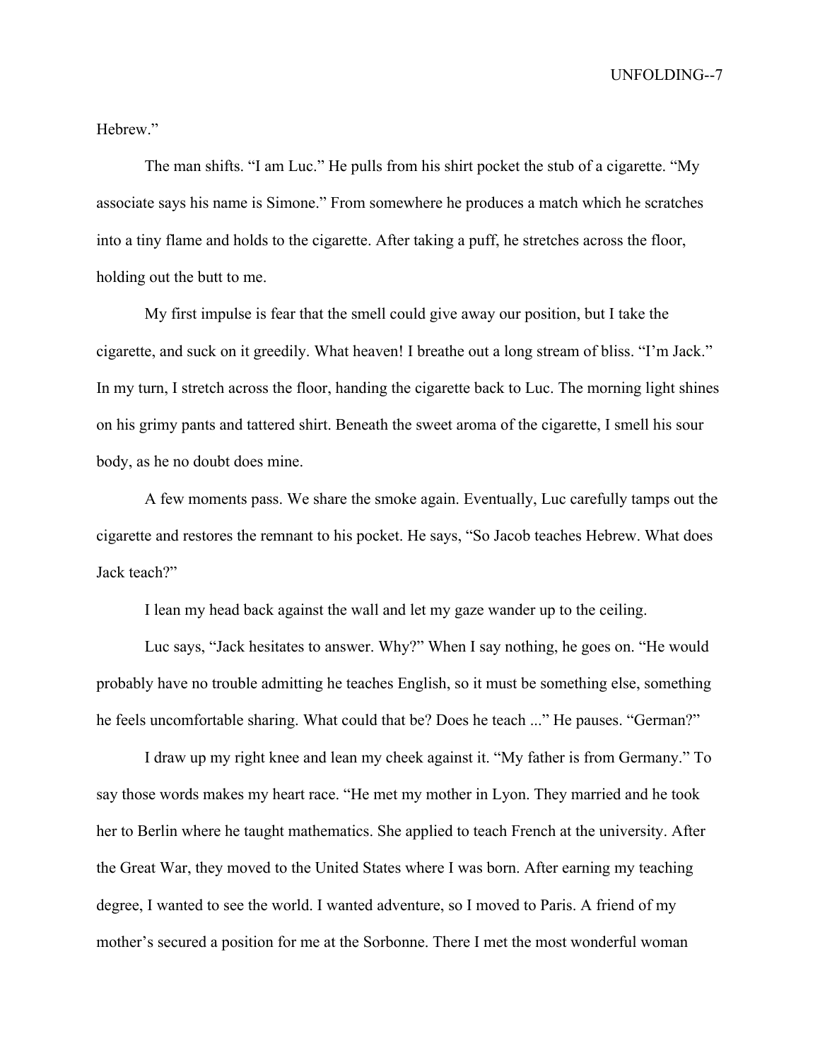Hebrew."

The man shifts. "I am Luc." He pulls from his shirt pocket the stub of a cigarette. "My associate says his name is Simone." From somewhere he produces a match which he scratches into a tiny flame and holds to the cigarette. After taking a puff, he stretches across the floor, holding out the butt to me.

My first impulse is fear that the smell could give away our position, but I take the cigarette, and suck on it greedily. What heaven! I breathe out a long stream of bliss. "I'm Jack." In my turn, I stretch across the floor, handing the cigarette back to Luc. The morning light shines on his grimy pants and tattered shirt. Beneath the sweet aroma of the cigarette, I smell his sour body, as he no doubt does mine.

A few moments pass. We share the smoke again. Eventually, Luc carefully tamps out the cigarette and restores the remnant to his pocket. He says, "So Jacob teaches Hebrew. What does Jack teach?"

I lean my head back against the wall and let my gaze wander up to the ceiling.

Luc says, "Jack hesitates to answer. Why?" When I say nothing, he goes on. "He would probably have no trouble admitting he teaches English, so it must be something else, something he feels uncomfortable sharing. What could that be? Does he teach ..." He pauses. "German?"

I draw up my right knee and lean my cheek against it. "My father is from Germany." To say those words makes my heart race. "He met my mother in Lyon. They married and he took her to Berlin where he taught mathematics. She applied to teach French at the university. After the Great War, they moved to the United States where I was born. After earning my teaching degree, I wanted to see the world. I wanted adventure, so I moved to Paris. A friend of my mother's secured a position for me at the Sorbonne. There I met the most wonderful woman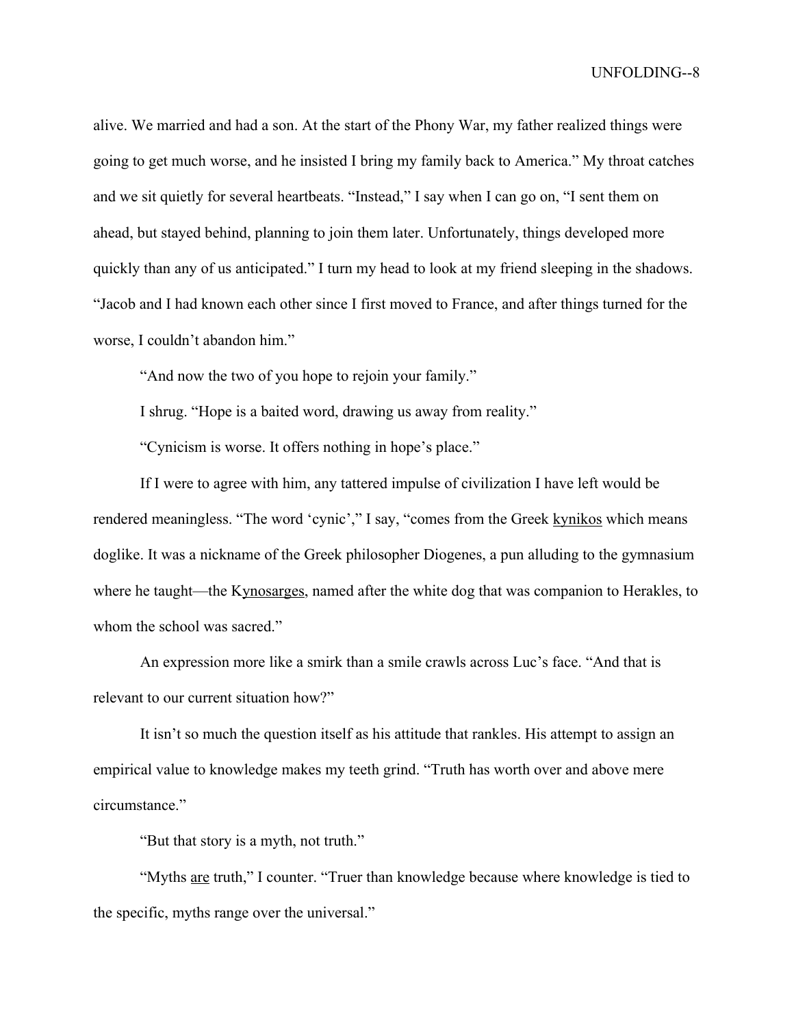alive. We married and had a son. At the start of the Phony War, my father realized things were going to get much worse, and he insisted I bring my family back to America." My throat catches and we sit quietly for several heartbeats. "Instead," I say when I can go on, "I sent them on ahead, but stayed behind, planning to join them later. Unfortunately, things developed more quickly than any of us anticipated." I turn my head to look at my friend sleeping in the shadows. "Jacob and I had known each other since I first moved to France, and after things turned for the worse, I couldn't abandon him."

"And now the two of you hope to rejoin your family."

I shrug. "Hope is a baited word, drawing us away from reality."

"Cynicism is worse. It offers nothing in hope's place."

If I were to agree with him, any tattered impulse of civilization I have left would be rendered meaningless. "The word 'cynic'," I say, "comes from the Greek <u>kynikos</u> which means doglike. It was a nickname of the Greek philosopher Diogenes, a pun alluding to the gymnasium where he taught—the K<u>ynosarges</u>, named after the white dog that was companion to Herakles, to whom the school was sacred."

An expression more like a smirk than a smile crawls across Luc's face. "And that is relevant to our current situation how?"

It isn't so much the question itself as his attitude that rankles. His attempt to assign an empirical value to knowledge makes my teeth grind. "Truth has worth over and above mere circumstance."

"But that story is a myth, not truth."

"Myths <u>are</u> truth," I counter. "Truer than knowledge because where knowledge is tied to the specific, myths range over the universal."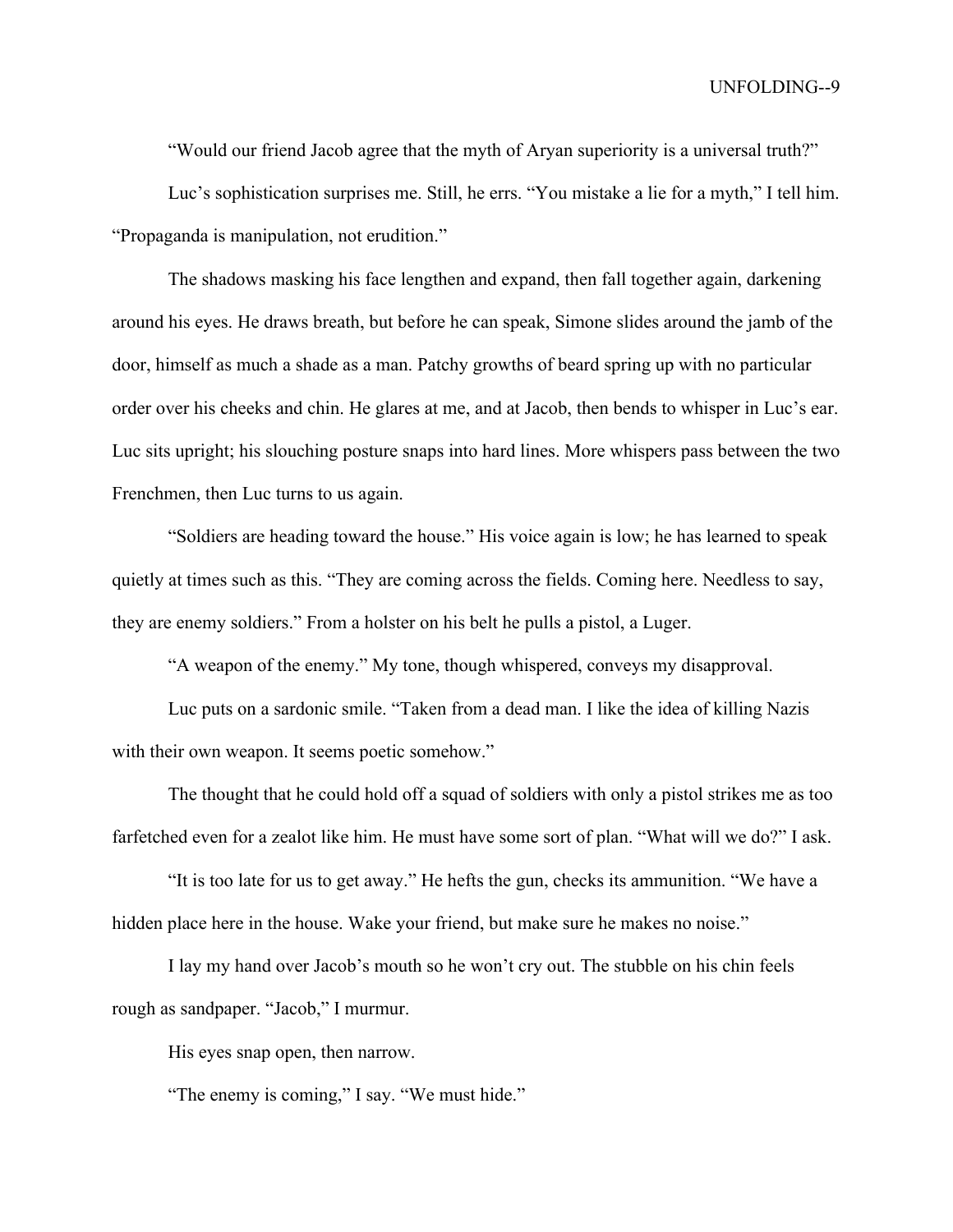"Would our friend Jacob agree that the myth of Aryan superiority is a universal truth?"

Luc's sophistication surprises me. Still, he errs. "You mistake a lie for a myth," I tell him. "Propaganda is manipulation, not erudition."

The shadows masking his face lengthen and expand, then fall together again, darkening around his eyes. He draws breath, but before he can speak, Simone slides around the jamb of the door, himself as much a shade as a man. Patchy growths of beard spring up with no particular order over his cheeks and chin. He glares at me, and at Jacob, then bends to whisper in Luc's ear. Luc sits upright; his slouching posture snaps into hard lines. More whispers pass between the two Frenchmen, then Luc turns to us again.

"Soldiers are heading toward the house." His voice again is low; he has learned to speak quietly at times such as this. "They are coming across the fields. Coming here. Needless to say, they are enemy soldiers." From a holster on his belt he pulls a pistol, a Luger.

"A weapon of the enemy." My tone, though whispered, conveys my disapproval.

Luc puts on a sardonic smile. "Taken from a dead man. I like the idea of killing Nazis with their own weapon. It seems poetic somehow."

The thought that he could hold off a squad of soldiers with only a pistol strikes me as too farfetched even for a zealot like him. He must have some sort of plan. "What will we do?" I ask.

"It is too late for us to get away." He hefts the gun, checks its ammunition. "We have a hidden place here in the house. Wake your friend, but make sure he makes no noise."

I lay my hand over Jacob's mouth so he won't cry out. The stubble on his chin feels rough as sandpaper. "Jacob," I murmur.

His eyes snap open, then narrow.

"The enemy is coming," I say. "We must hide."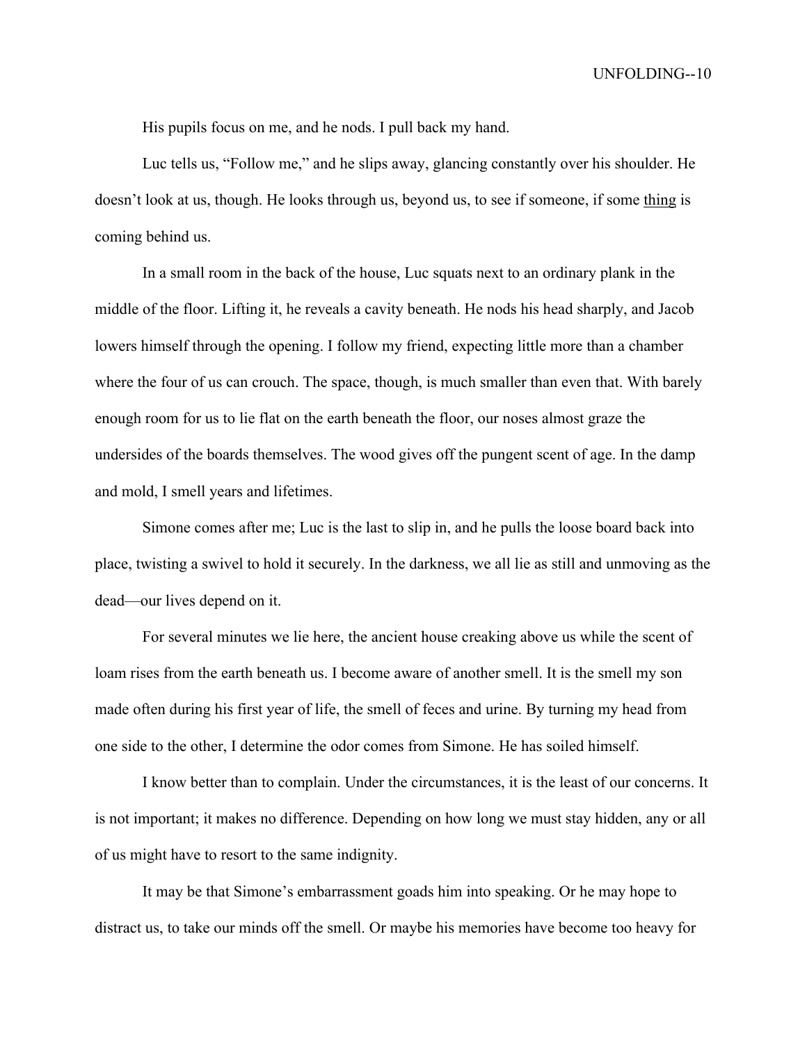His pupils focus on me, and he nods. I pull back my hand.

Luc tells us, "Follow me," and he slips away, glancing constantly over his shoulder. He doesn't look at us, though. He looks through us, beyond us, to see if someone, if some <u>thing</u> is coming behind us.

In a small room in the back of the house, Luc squats next to an ordinary plank in the middle of the floor. Lifting it, he reveals a cavity beneath. He nods his head sharply, and Jacob lowers himself through the opening. I follow my friend, expecting little more than a chamber where the four of us can crouch. The space, though, is much smaller than even that. With barely enough room for us to lie flat on the earth beneath the floor, our noses almost graze the undersides of the boards themselves. The wood gives off the pungent scent of age. In the damp and mold, I smell years and lifetimes.

Simone comes after me; Luc is the last to slip in, and he pulls the loose board back into place, twisting a swivel to hold it securely. In the darkness, we all lie as still and unmoving as the dead—our lives depend on it.

For several minutes we lie here, the ancient house creaking above us while the scent of loam rises from the earth beneath us. I become aware of another smell. It is the smell my son made often during his first year of life, the smell of feces and urine. By turning my head from one side to the other, I determine the odor comes from Simone. He has soiled himself.

I know better than to complain. Under the circumstances, it is the least of our concerns. It is not important; it makes no difference. Depending on how long we must stay hidden, any or all of us might have to resort to the same indignity.

It may be that Simone's embarrassment goads him into speaking. Or he may hope to distract us, to take our minds off the smell. Or maybe his memories have become too heavy for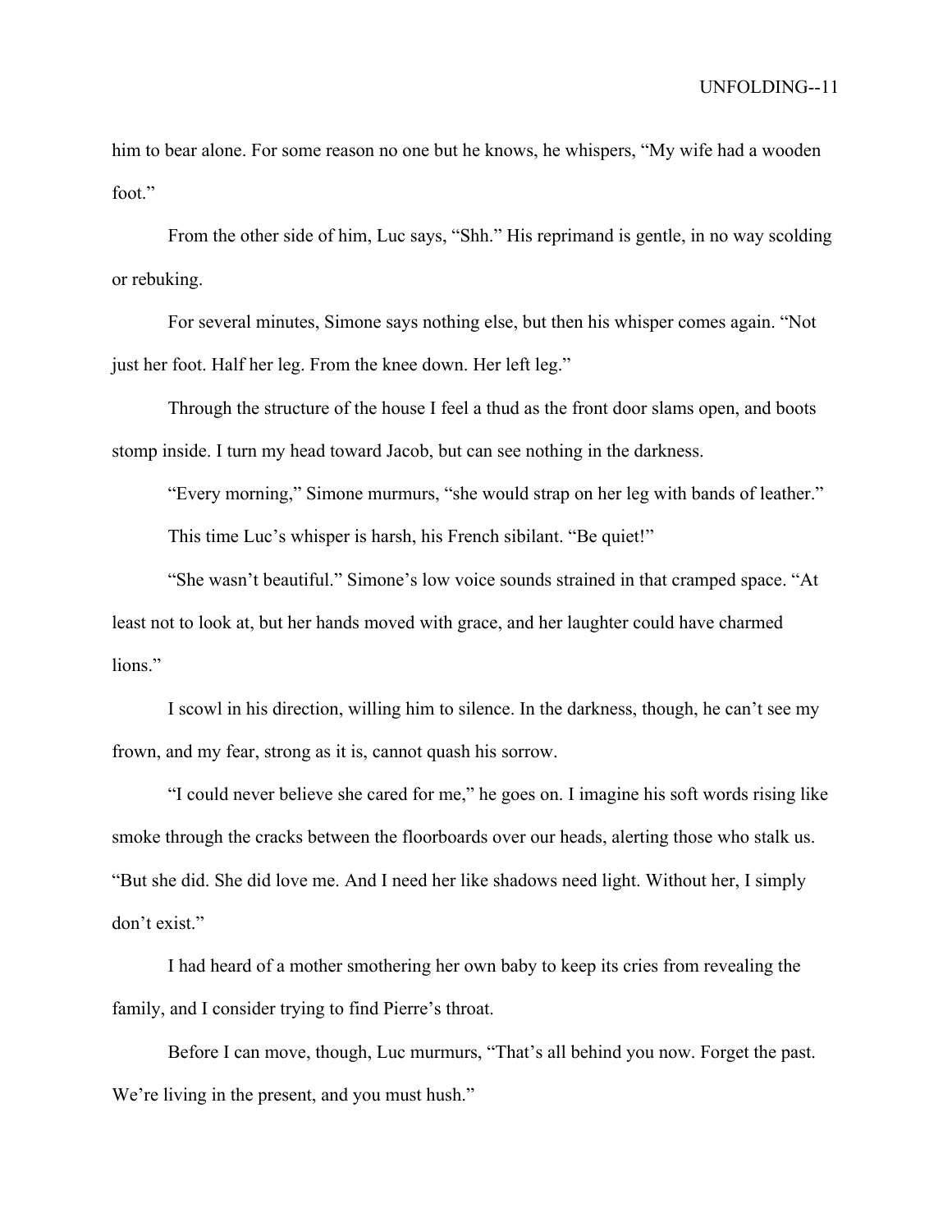him to bear alone. For some reason no one but he knows, he whispers, "My wife had a wooden foot."

From the other side of him, Luc says, "Shh." His reprimand is gentle, in no way scolding or rebuking.

For several minutes, Simone says nothing else, but then his whisper comes again. "Not just her foot. Half her leg. From the knee down. Her left leg."

Through the structure of the house I feel a thud as the front door slams open, and boots stomp inside. I turn my head toward Jacob, but can see nothing in the darkness.

"Every morning," Simone murmurs, "she would strap on her leg with bands of leather."

This time Luc's whisper is harsh, his French sibilant. "Be quiet!"

"She wasn't beautiful." Simone's low voice sounds strained in that cramped space. "At least not to look at, but her hands moved with grace, and her laughter could have charmed lions."

I scowl in his direction, willing him to silence. In the darkness, though, he can't see my frown, and my fear, strong as it is, cannot quash his sorrow.

"I could never believe she cared for me," he goes on. I imagine his soft words rising like smoke through the cracks between the floorboards over our heads, alerting those who stalk us. "But she did. She did love me. And I need her like shadows need light. Without her, I simply don't exist."

I had heard of a mother smothering her own baby to keep its cries from revealing the family, and I consider trying to find Pierre's throat.

Before I can move, though, Luc murmurs, "That's all behind you now. Forget the past. We're living in the present, and you must hush."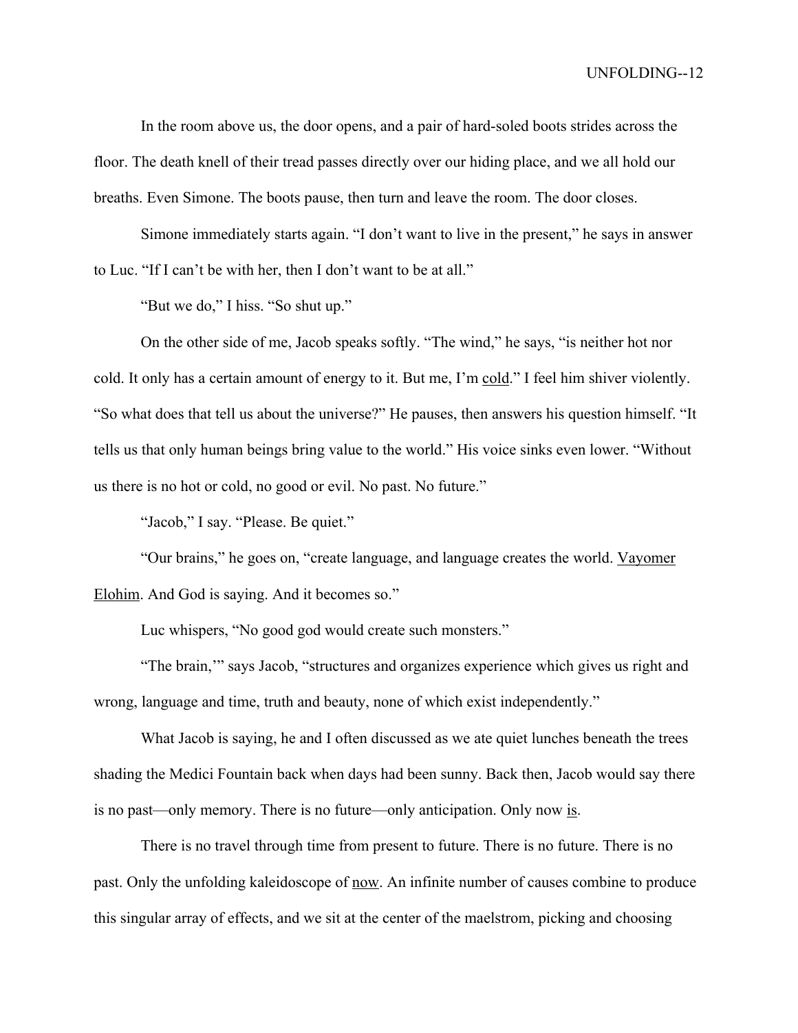In the room above us, the door opens, and a pair of hard-soled boots strides across the floor. The death knell of their tread passes directly over our hiding place, and we all hold our breaths. Even Simone. The boots pause, then turn and leave the room. The door closes.

Simone immediately starts again. "I don't want to live in the present," he says in answer to Luc. "If I can't be with her, then I don't want to be at all."

"But we do," I hiss. "So shut up."

On the other side of me, Jacob speaks softly. "The wind," he says, "is neither hot nor cold. It only has a certain amount of energy to it. But me, I'm <u>cold</u>." I feel him shiver violently. "So what does that tell us about the universe?" He pauses, then answers his question himself. "It tells us that only human beings bring value to the world." His voice sinks even lower. "Without us there is no hot or cold, no good or evil. No past. No future."

"Jacob," I say. "Please. Be quiet."

"Our brains," he goes on, "create language, and language creates the world. <u>Vayomer Elohim</u>. And God is saying. And it becomes so."

Luc whispers, "No good god would create such monsters."

"The brain,'" says Jacob, "structures and organizes experience which gives us right and wrong, language and time, truth and beauty, none of which exist independently."

What Jacob is saying, he and I often discussed as we ate quiet lunches beneath the trees shading the Medici Fountain back when days had been sunny. Back then, Jacob would say there is no past—only memory. There is no future—only anticipation. Only now <u>is</u>.

There is no travel through time from present to future. There is no future. There is no past. Only the unfolding kaleidoscope of <u>now</u>. An infinite number of causes combine to produce this singular array of effects, and we sit at the center of the maelstrom, picking and choosing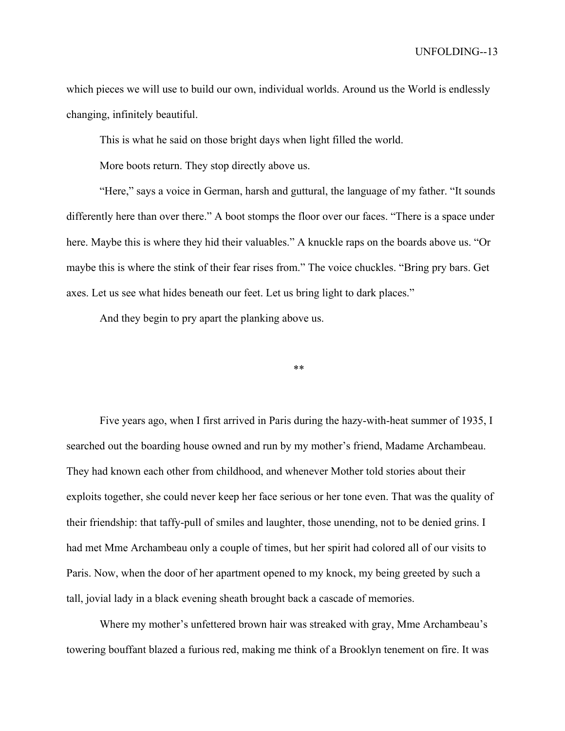which pieces we will use to build our own, individual worlds. Around us the World is endlessly changing, infinitely beautiful.

This is what he said on those bright days when light filled the world.

More boots return. They stop directly above us.

“Here,” says a voice in German, harsh and guttural, the language of my father. “It sounds differently here than over there.” A boot stomps the floor over our faces. “There is a space under here. Maybe this is where they hid their valuables.” A knuckle raps on the boards above us. “Or maybe this is where the stink of their fear rises from.” The voice chuckles. “Bring pry bars. Get axes. Let us see what hides beneath our feet. Let us bring light to dark places.”

And they begin to pry apart the planking above us.

**

Five years ago, when I first arrived in Paris during the hazy-with-heat summer of 1935, I searched out the boarding house owned and run by my mother’s friend, Madame Archambeau. They had known each other from childhood, and whenever Mother told stories about their exploits together, she could never keep her face serious or her tone even. That was the quality of their friendship: that taffy-pull of smiles and laughter, those unending, not to be denied grins. I had met Mme Archambeau only a couple of times, but her spirit had colored all of our visits to Paris. Now, when the door of her apartment opened to my knock, my being greeted by such a tall, jovial lady in a black evening sheath brought back a cascade of memories.

Where my mother’s unfettered brown hair was streaked with gray, Mme Archambeau’s towering bouffant blazed a furious red, making me think of a Brooklyn tenement on fire. It was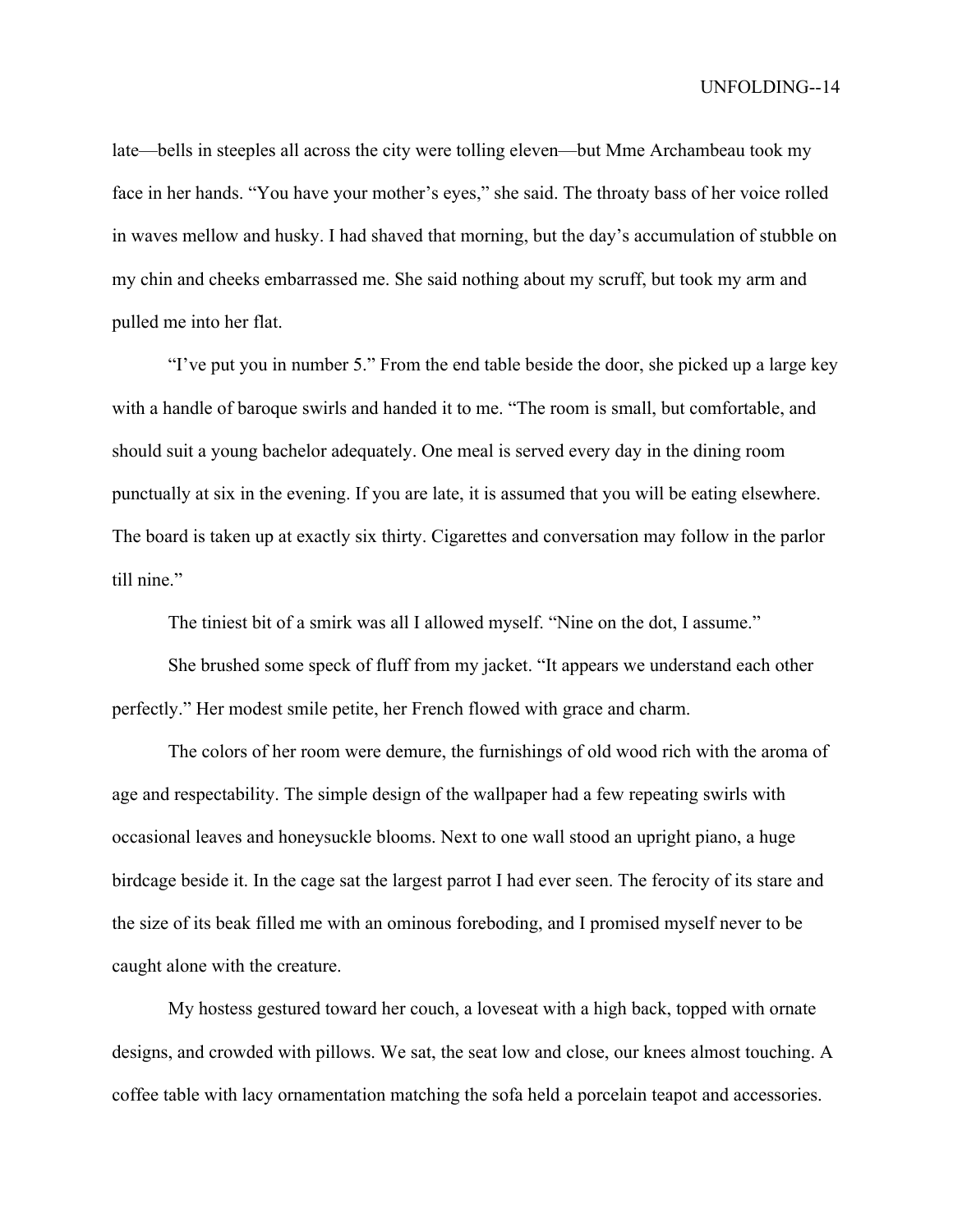late—bells in steeples all across the city were tolling eleven—but Mme Archambeau took my face in her hands. “You have your mother’s eyes,” she said. The throaty bass of her voice rolled in waves mellow and husky. I had shaved that morning, but the day’s accumulation of stubble on my chin and cheeks embarrassed me. She said nothing about my scruff, but took my arm and pulled me into her flat.

“I’ve put you in number 5.” From the end table beside the door, she picked up a large key with a handle of baroque swirls and handed it to me. “The room is small, but comfortable, and should suit a young bachelor adequately. One meal is served every day in the dining room punctually at six in the evening. If you are late, it is assumed that you will be eating elsewhere. The board is taken up at exactly six thirty. Cigarettes and conversation may follow in the parlor till nine.”

The tiniest bit of a smirk was all I allowed myself. “Nine on the dot, I assume.”

She brushed some speck of fluff from my jacket. “It appears we understand each other perfectly.” Her modest smile petite, her French flowed with grace and charm.

The colors of her room were demure, the furnishings of old wood rich with the aroma of age and respectability. The simple design of the wallpaper had a few repeating swirls with occasional leaves and honeysuckle blooms. Next to one wall stood an upright piano, a huge birdcage beside it. In the cage sat the largest parrot I had ever seen. The ferocity of its stare and the size of its beak filled me with an ominous foreboding, and I promised myself never to be caught alone with the creature.

My hostess gestured toward her couch, a loveseat with a high back, topped with ornate designs, and crowded with pillows. We sat, the seat low and close, our knees almost touching. A coffee table with lacy ornamentation matching the sofa held a porcelain teapot and accessories.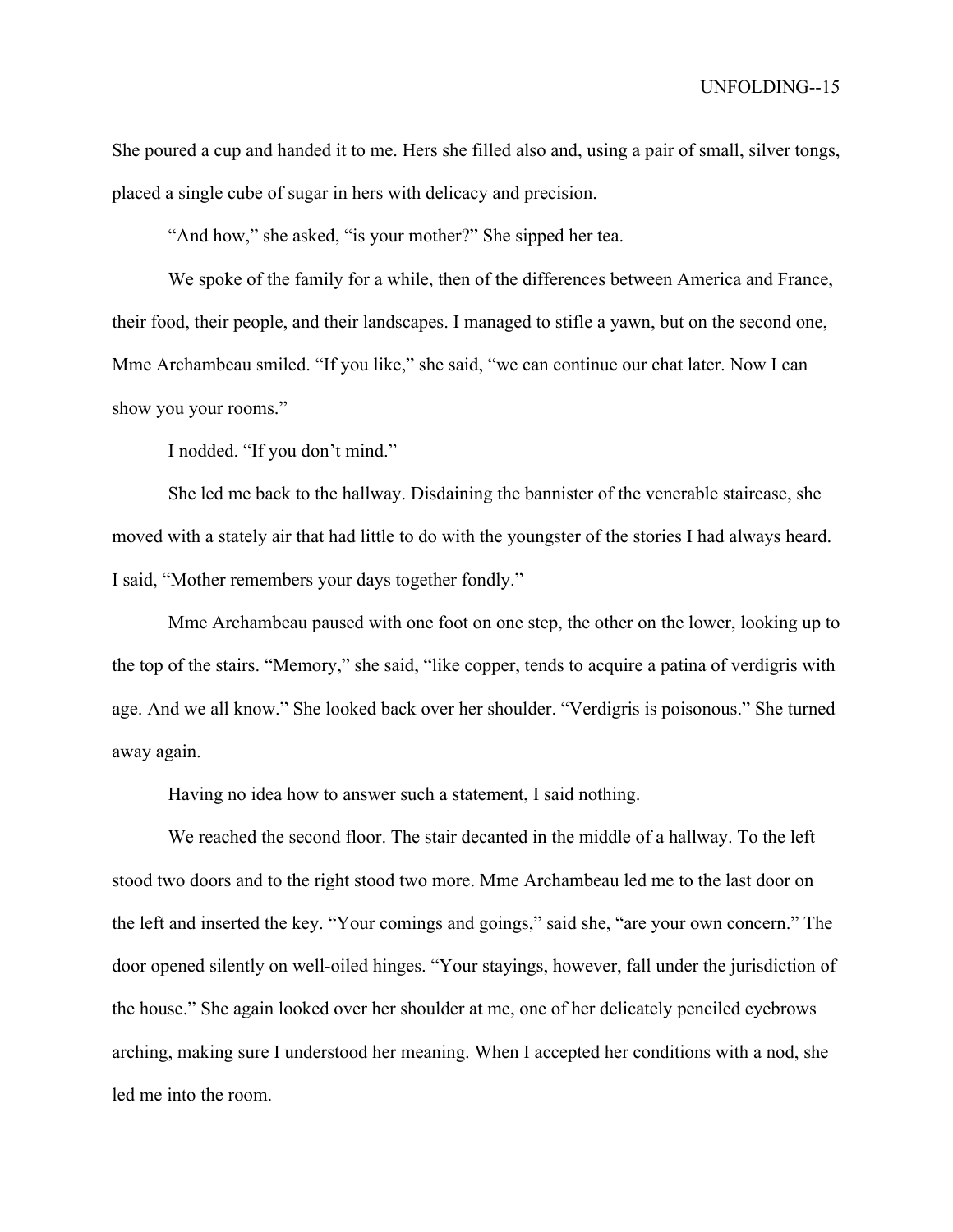She poured a cup and handed it to me. Hers she filled also and, using a pair of small, silver tongs, placed a single cube of sugar in hers with delicacy and precision.

"And how," she asked, "is your mother?" She sipped her tea.

We spoke of the family for a while, then of the differences between America and France, their food, their people, and their landscapes. I managed to stifle a yawn, but on the second one, Mme Archambeau smiled. "If you like," she said, "we can continue our chat later. Now I can show you your rooms."

I nodded. "If you don't mind."

She led me back to the hallway. Disdaining the bannister of the venerable staircase, she moved with a stately air that had little to do with the youngster of the stories I had always heard. I said, "Mother remembers your days together fondly."

Mme Archambeau paused with one foot on one step, the other on the lower, looking up to the top of the stairs. "Memory," she said, "like copper, tends to acquire a patina of verdigris with age. And we all know." She looked back over her shoulder. "Verdigris is poisonous." She turned away again.

Having no idea how to answer such a statement, I said nothing.

We reached the second floor. The stair decanted in the middle of a hallway. To the left stood two doors and to the right stood two more. Mme Archambeau led me to the last door on the left and inserted the key. "Your comings and goings," said she, "are your own concern." The door opened silently on well-oiled hinges. "Your stayings, however, fall under the jurisdiction of the house." She again looked over her shoulder at me, one of her delicately penciled eyebrows arching, making sure I understood her meaning. When I accepted her conditions with a nod, she led me into the room.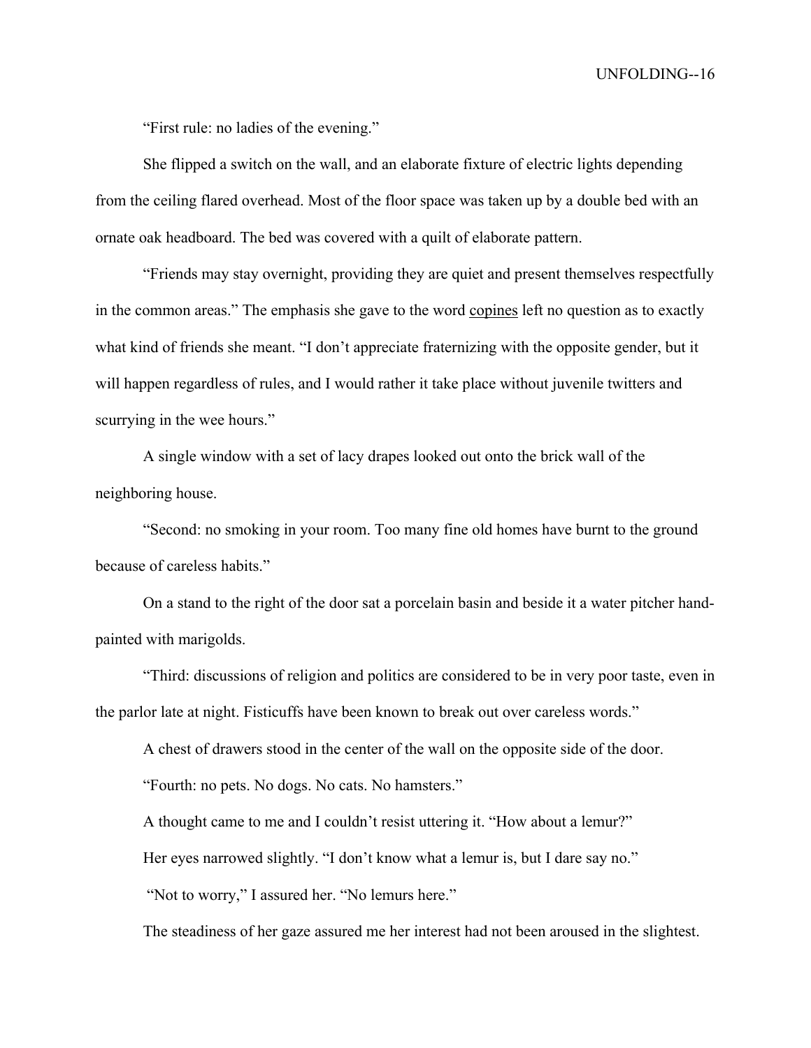"First rule: no ladies of the evening."

She flipped a switch on the wall, and an elaborate fixture of electric lights depending from the ceiling flared overhead. Most of the floor space was taken up by a double bed with an ornate oak headboard. The bed was covered with a quilt of elaborate pattern.

"Friends may stay overnight, providing they are quiet and present themselves respectfully in the common areas." The emphasis she gave to the word <u>copines</u> left no question as to exactly what kind of friends she meant. "I don't appreciate fraternizing with the opposite gender, but it will happen regardless of rules, and I would rather it take place without juvenile twitters and scurrying in the wee hours."

A single window with a set of lacy drapes looked out onto the brick wall of the neighboring house.

"Second: no smoking in your room. Too many fine old homes have burnt to the ground because of careless habits."

On a stand to the right of the door sat a porcelain basin and beside it a water pitcher hand-painted with marigolds.

"Third: discussions of religion and politics are considered to be in very poor taste, even in the parlor late at night. Fisticuffs have been known to break out over careless words."

A chest of drawers stood in the center of the wall on the opposite side of the door.

"Fourth: no pets. No dogs. No cats. No hamsters."

A thought came to me and I couldn't resist uttering it. "How about a lemur?"

Her eyes narrowed slightly. "I don't know what a lemur is, but I dare say no."

"Not to worry," I assured her. "No lemurs here."

The steadiness of her gaze assured me her interest had not been aroused in the slightest.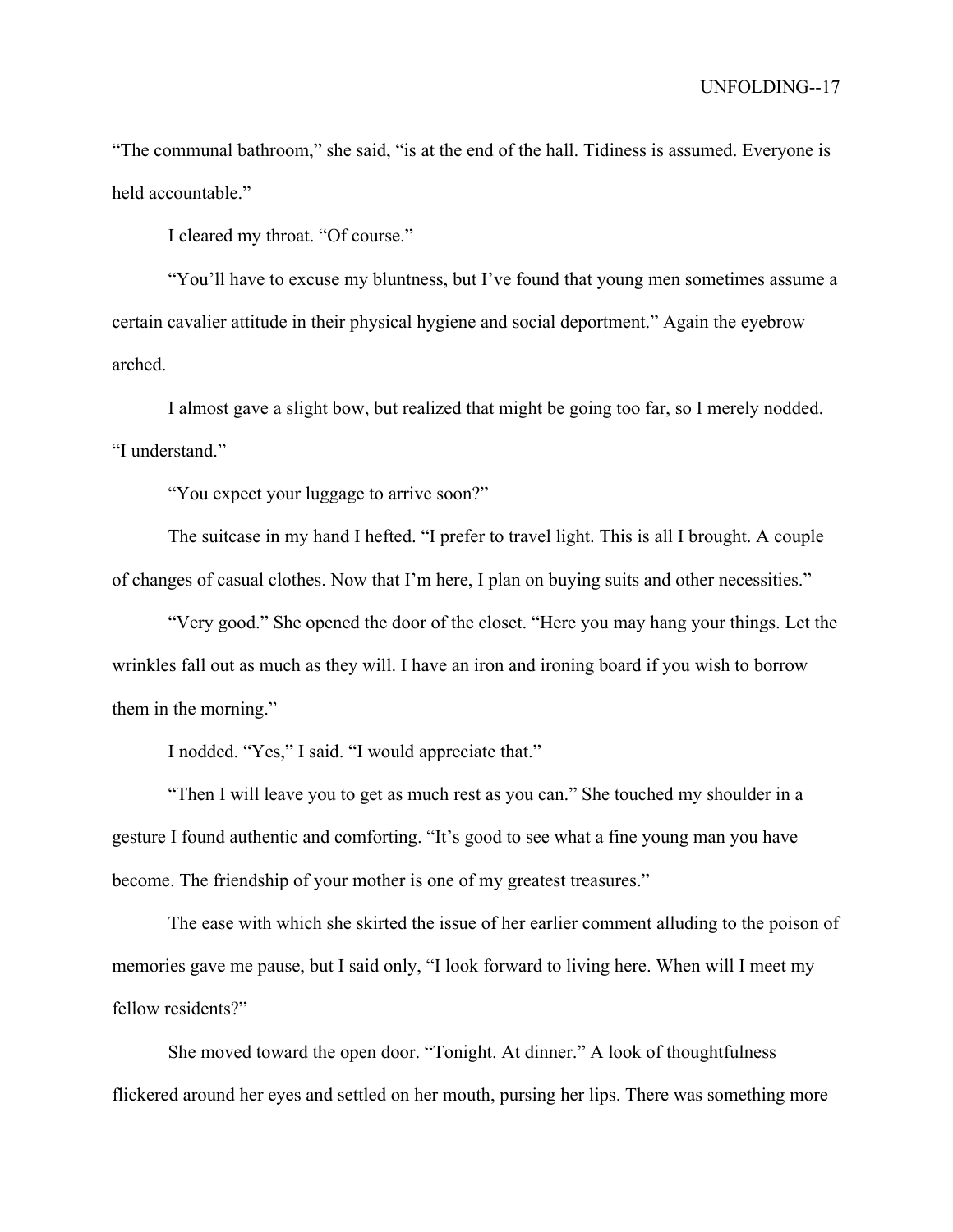"The communal bathroom," she said, "is at the end of the hall. Tidiness is assumed. Everyone is held accountable."

I cleared my throat. "Of course."

"You'll have to excuse my bluntness, but I've found that young men sometimes assume a certain cavalier attitude in their physical hygiene and social deportment." Again the eyebrow arched.

I almost gave a slight bow, but realized that might be going too far, so I merely nodded. "I understand."

"You expect your luggage to arrive soon?"

The suitcase in my hand I hefted. "I prefer to travel light. This is all I brought. A couple of changes of casual clothes. Now that I'm here, I plan on buying suits and other necessities."

"Very good." She opened the door of the closet. "Here you may hang your things. Let the wrinkles fall out as much as they will. I have an iron and ironing board if you wish to borrow them in the morning."

I nodded. "Yes," I said. "I would appreciate that."

"Then I will leave you to get as much rest as you can." She touched my shoulder in a gesture I found authentic and comforting. "It's good to see what a fine young man you have become. The friendship of your mother is one of my greatest treasures."

The ease with which she skirted the issue of her earlier comment alluding to the poison of memories gave me pause, but I said only, "I look forward to living here. When will I meet my fellow residents?"

She moved toward the open door. "Tonight. At dinner." A look of thoughtfulness flickered around her eyes and settled on her mouth, pursing her lips. There was something more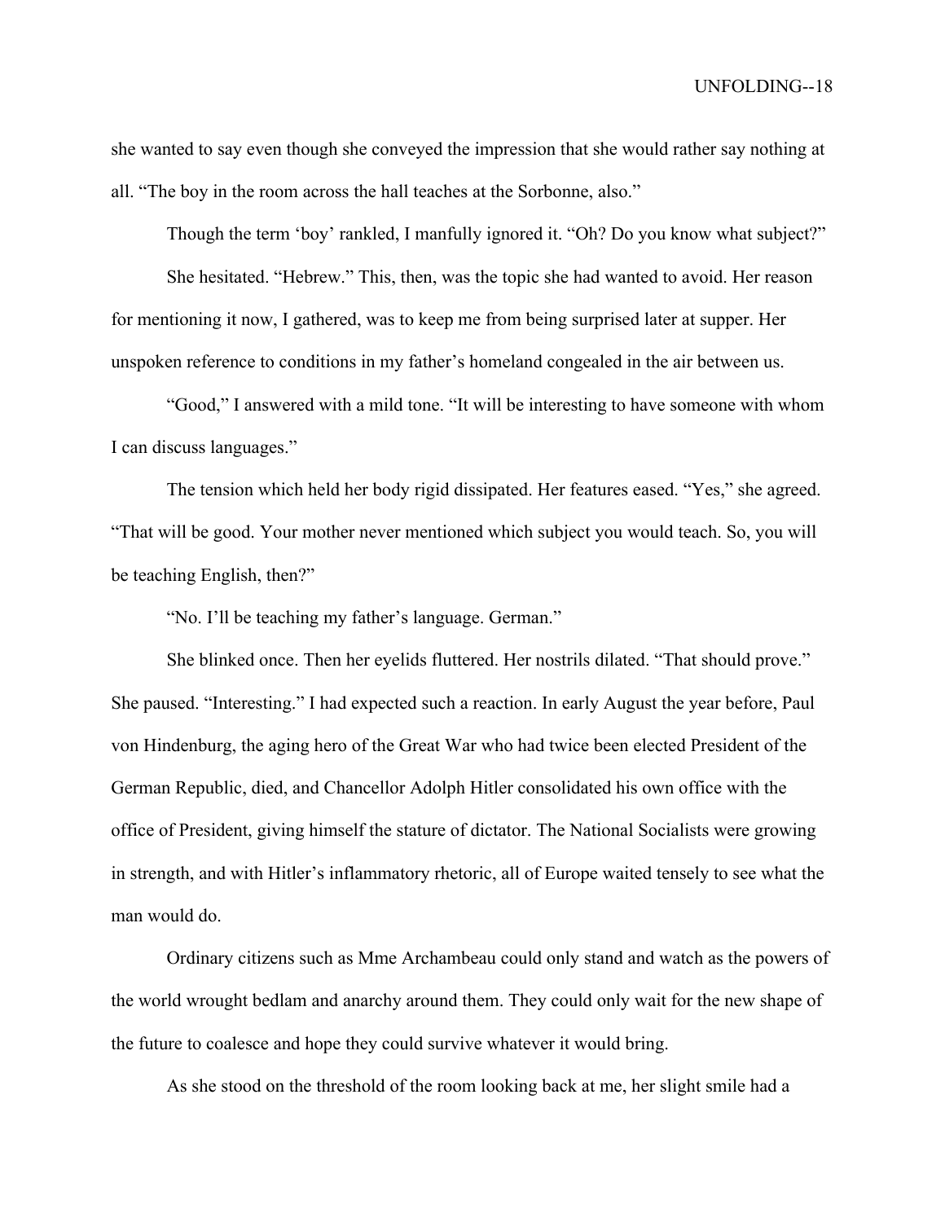she wanted to say even though she conveyed the impression that she would rather say nothing at all. "The boy in the room across the hall teaches at the Sorbonne, also."

Though the term 'boy' rankled, I manfully ignored it. "Oh? Do you know what subject?"

She hesitated. "Hebrew." This, then, was the topic she had wanted to avoid. Her reason for mentioning it now, I gathered, was to keep me from being surprised later at supper. Her unspoken reference to conditions in my father's homeland congealed in the air between us.

"Good," I answered with a mild tone. "It will be interesting to have someone with whom I can discuss languages."

The tension which held her body rigid dissipated. Her features eased. "Yes," she agreed. "That will be good. Your mother never mentioned which subject you would teach. So, you will be teaching English, then?"

"No. I'll be teaching my father's language. German."

She blinked once. Then her eyelids fluttered. Her nostrils dilated. "That should prove." She paused. "Interesting." I had expected such a reaction. In early August the year before, Paul von Hindenburg, the aging hero of the Great War who had twice been elected President of the German Republic, died, and Chancellor Adolph Hitler consolidated his own office with the office of President, giving himself the stature of dictator. The National Socialists were growing in strength, and with Hitler's inflammatory rhetoric, all of Europe waited tensely to see what the man would do.

Ordinary citizens such as Mme Archambeau could only stand and watch as the powers of the world wrought bedlam and anarchy around them. They could only wait for the new shape of the future to coalesce and hope they could survive whatever it would bring.

As she stood on the threshold of the room looking back at me, her slight smile had a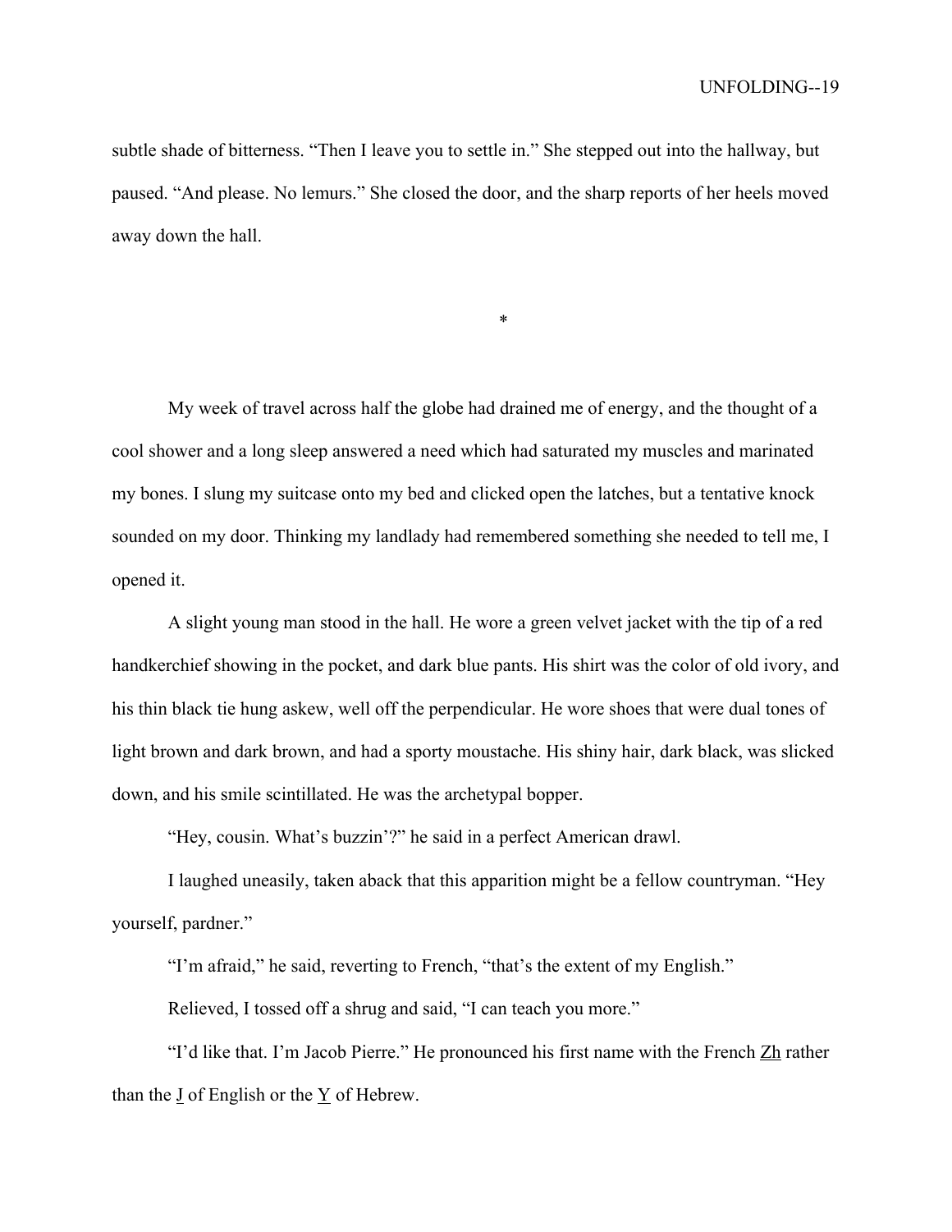subtle shade of bitterness. "Then I leave you to settle in." She stepped out into the hallway, but paused. "And please. No lemurs." She closed the door, and the sharp reports of her heels moved away down the hall.

*

My week of travel across half the globe had drained me of energy, and the thought of a cool shower and a long sleep answered a need which had saturated my muscles and marinated my bones. I slung my suitcase onto my bed and clicked open the latches, but a tentative knock sounded on my door. Thinking my landlady had remembered something she needed to tell me, I opened it.

A slight young man stood in the hall. He wore a green velvet jacket with the tip of a red handkerchief showing in the pocket, and dark blue pants. His shirt was the color of old ivory, and his thin black tie hung askew, well off the perpendicular. He wore shoes that were dual tones of light brown and dark brown, and had a sporty moustache. His shiny hair, dark black, was slicked down, and his smile scintillated. He was the archetypal bopper.

"Hey, cousin. What's buzzin'?" he said in a perfect American drawl.

I laughed uneasily, taken aback that this apparition might be a fellow countryman. "Hey yourself, pardner."

"I'm afraid," he said, reverting to French, "that's the extent of my English."

Relieved, I tossed off a shrug and said, "I can teach you more."

"I'd like that. I'm Jacob Pierre." He pronounced his first name with the French <u>Zh</u> rather than the <u>J</u> of English or the <u>Y</u> of Hebrew.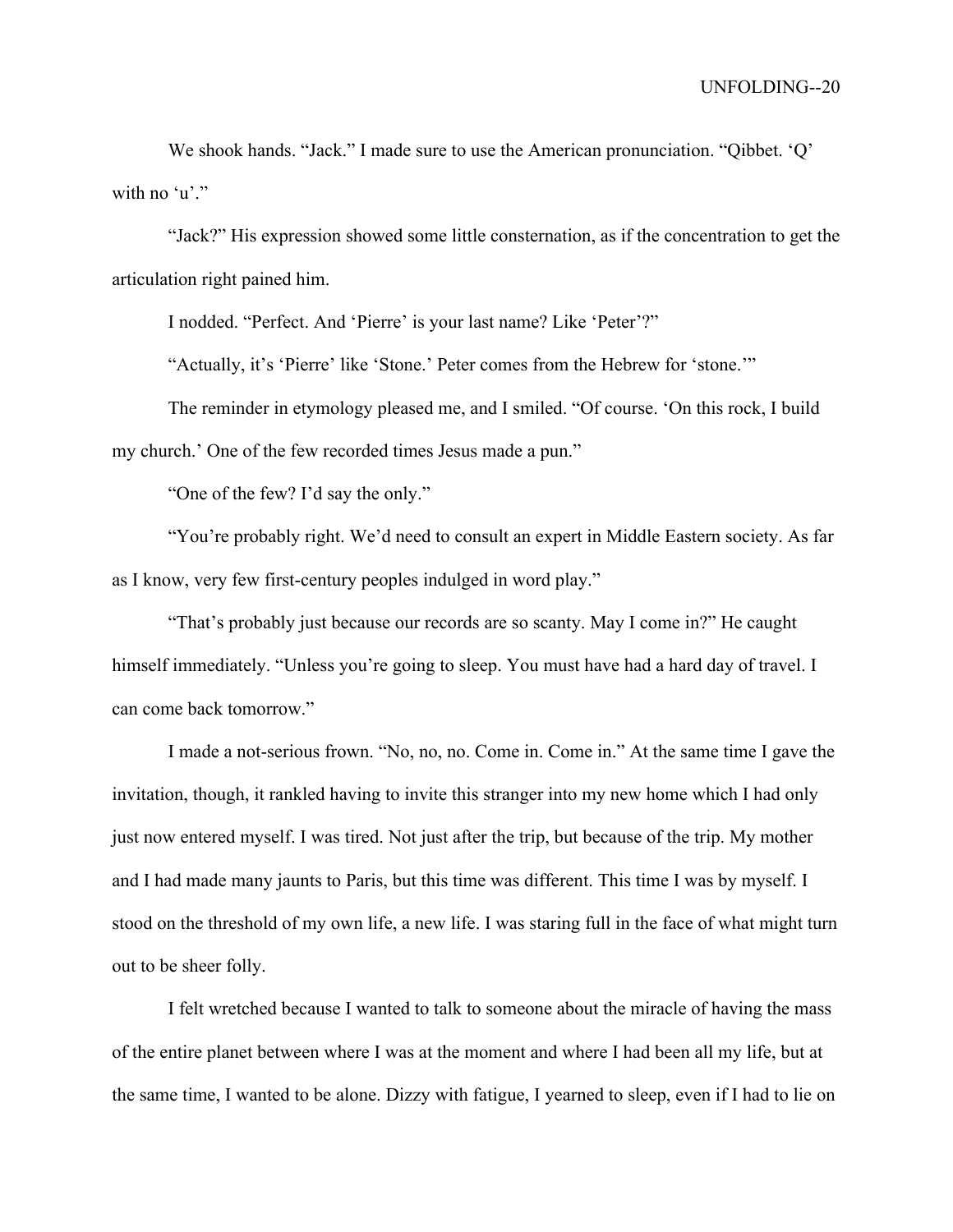We shook hands. "Jack." I made sure to use the American pronunciation. "Qibbet. 'Q' with no 'u'."

"Jack?" His expression showed some little consternation, as if the concentration to get the articulation right pained him.

I nodded. "Perfect. And 'Pierre' is your last name? Like 'Peter'?"

"Actually, it's 'Pierre' like 'Stone.' Peter comes from the Hebrew for 'stone.'"

The reminder in etymology pleased me, and I smiled. "Of course. 'On this rock, I build my church.' One of the few recorded times Jesus made a pun."

"One of the few? I'd say the only."

"You're probably right. We'd need to consult an expert in Middle Eastern society. As far as I know, very few first-century peoples indulged in word play."

"That's probably just because our records are so scanty. May I come in?" He caught himself immediately. "Unless you're going to sleep. You must have had a hard day of travel. I can come back tomorrow."

I made a not-serious frown. "No, no, no. Come in. Come in." At the same time I gave the invitation, though, it rankled having to invite this stranger into my new home which I had only just now entered myself. I was tired. Not just after the trip, but because of the trip. My mother and I had made many jaunts to Paris, but this time was different. This time I was by myself. I stood on the threshold of my own life, a new life. I was staring full in the face of what might turn out to be sheer folly.

I felt wretched because I wanted to talk to someone about the miracle of having the mass of the entire planet between where I was at the moment and where I had been all my life, but at the same time, I wanted to be alone. Dizzy with fatigue, I yearned to sleep, even if I had to lie on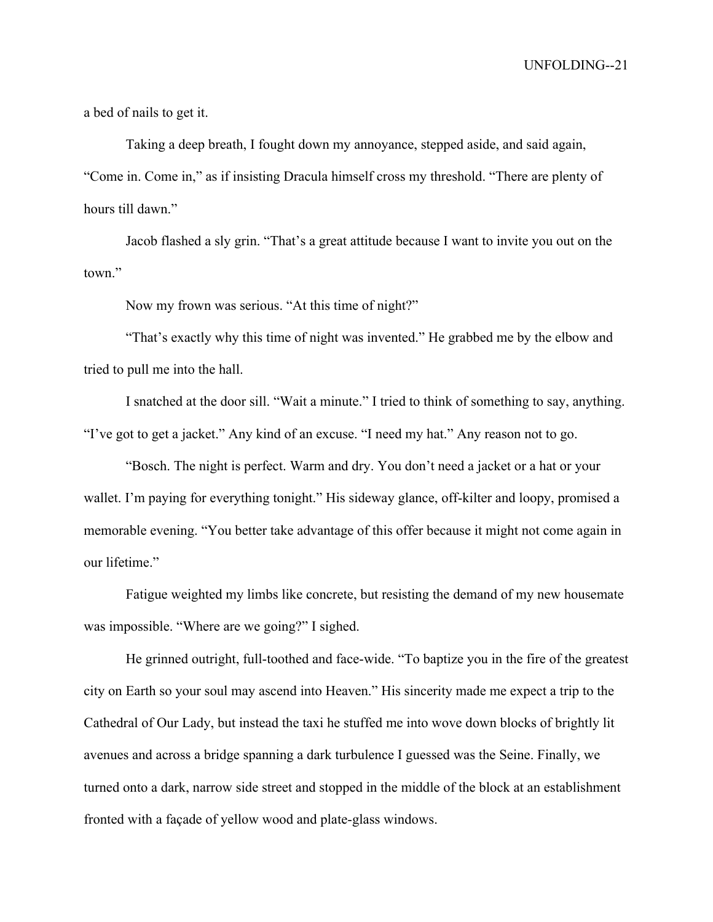a bed of nails to get it.

Taking a deep breath, I fought down my annoyance, stepped aside, and said again, “Come in. Come in,” as if insisting Dracula himself cross my threshold. “There are plenty of hours till dawn.”

Jacob flashed a sly grin. “That’s a great attitude because I want to invite you out on the town.”

Now my frown was serious. “At this time of night?”

“That’s exactly why this time of night was invented.” He grabbed me by the elbow and tried to pull me into the hall.

I snatched at the door sill. “Wait a minute.” I tried to think of something to say, anything. “I’ve got to get a jacket.” Any kind of an excuse. “I need my hat.” Any reason not to go.

“Bosch. The night is perfect. Warm and dry. You don’t need a jacket or a hat or your wallet. I’m paying for everything tonight.” His sideway glance, off-kilter and loopy, promised a memorable evening. “You better take advantage of this offer because it might not come again in our lifetime.”

Fatigue weighted my limbs like concrete, but resisting the demand of my new housemate was impossible. “Where are we going?” I sighed.

He grinned outright, full-toothed and face-wide. “To baptize you in the fire of the greatest city on Earth so your soul may ascend into Heaven.” His sincerity made me expect a trip to the Cathedral of Our Lady, but instead the taxi he stuffed me into wove down blocks of brightly lit avenues and across a bridge spanning a dark turbulence I guessed was the Seine. Finally, we turned onto a dark, narrow side street and stopped in the middle of the block at an establishment fronted with a façade of yellow wood and plate-glass windows.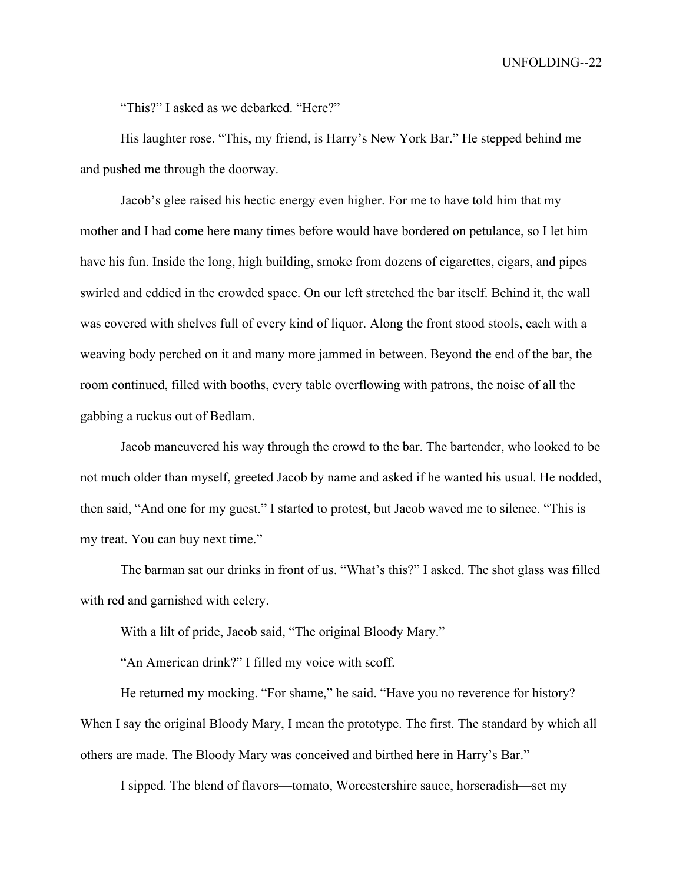"This?" I asked as we debarked. "Here?"

His laughter rose. "This, my friend, is Harry's New York Bar." He stepped behind me and pushed me through the doorway.

Jacob's glee raised his hectic energy even higher. For me to have told him that my mother and I had come here many times before would have bordered on petulance, so I let him have his fun. Inside the long, high building, smoke from dozens of cigarettes, cigars, and pipes swirled and eddied in the crowded space. On our left stretched the bar itself. Behind it, the wall was covered with shelves full of every kind of liquor. Along the front stood stools, each with a weaving body perched on it and many more jammed in between. Beyond the end of the bar, the room continued, filled with booths, every table overflowing with patrons, the noise of all the gabbing a ruckus out of Bedlam.

Jacob maneuvered his way through the crowd to the bar. The bartender, who looked to be not much older than myself, greeted Jacob by name and asked if he wanted his usual. He nodded, then said, "And one for my guest." I started to protest, but Jacob waved me to silence. "This is my treat. You can buy next time."

The barman sat our drinks in front of us. "What's this?" I asked. The shot glass was filled with red and garnished with celery.

With a lilt of pride, Jacob said, "The original Bloody Mary."

"An American drink?" I filled my voice with scoff.

He returned my mocking. "For shame," he said. "Have you no reverence for history? When I say the original Bloody Mary, I mean the prototype. The first. The standard by which all others are made. The Bloody Mary was conceived and birthed here in Harry's Bar."

I sipped. The blend of flavors—tomato, Worcestershire sauce, horseradish—set my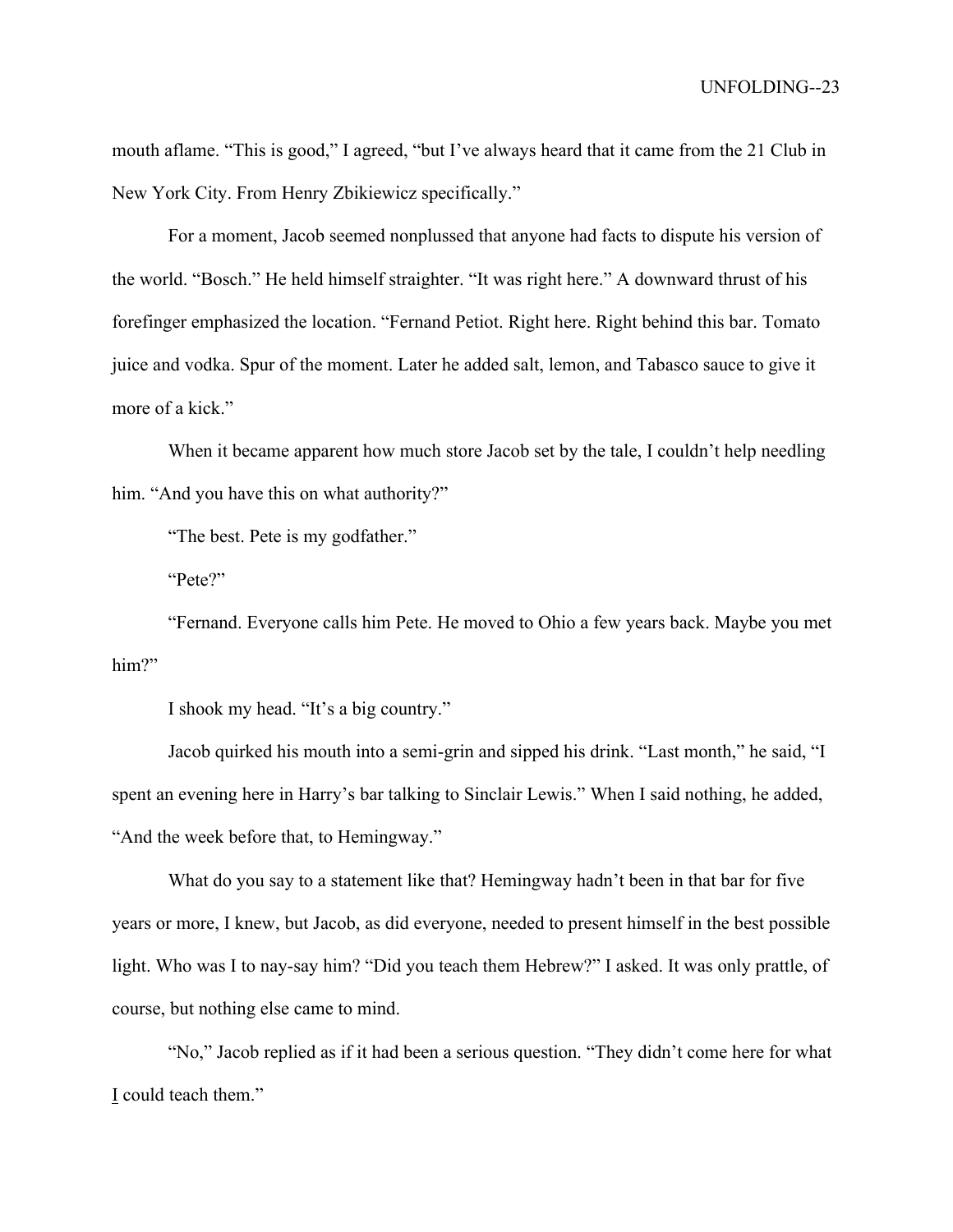mouth aflame. “This is good,” I agreed, “but I’ve always heard that it came from the 21 Club in New York City. From Henry Zbikiewicz specifically.”

For a moment, Jacob seemed nonplussed that anyone had facts to dispute his version of the world. “Bosch.” He held himself straighter. “It was right here.” A downward thrust of his forefinger emphasized the location. “Fernand Petiot. Right here. Right behind this bar. Tomato juice and vodka. Spur of the moment. Later he added salt, lemon, and Tabasco sauce to give it more of a kick.”

When it became apparent how much store Jacob set by the tale, I couldn’t help needling him. “And you have this on what authority?”

“The best. Pete is my godfather.”

“Pete?”

“Fernand. Everyone calls him Pete. He moved to Ohio a few years back. Maybe you met him?”

I shook my head. “It’s a big country.”

Jacob quirked his mouth into a semi-grin and sipped his drink. “Last month,” he said, “I spent an evening here in Harry’s bar talking to Sinclair Lewis.” When I said nothing, he added, “And the week before that, to Hemingway.”

What do you say to a statement like that? Hemingway hadn’t been in that bar for five years or more, I knew, but Jacob, as did everyone, needed to present himself in the best possible light. Who was I to nay-say him? “Did you teach them Hebrew?” I asked. It was only prattle, of course, but nothing else came to mind.

“No,” Jacob replied as if it had been a serious question. “They didn’t come here for what <u>I</u> could teach them.”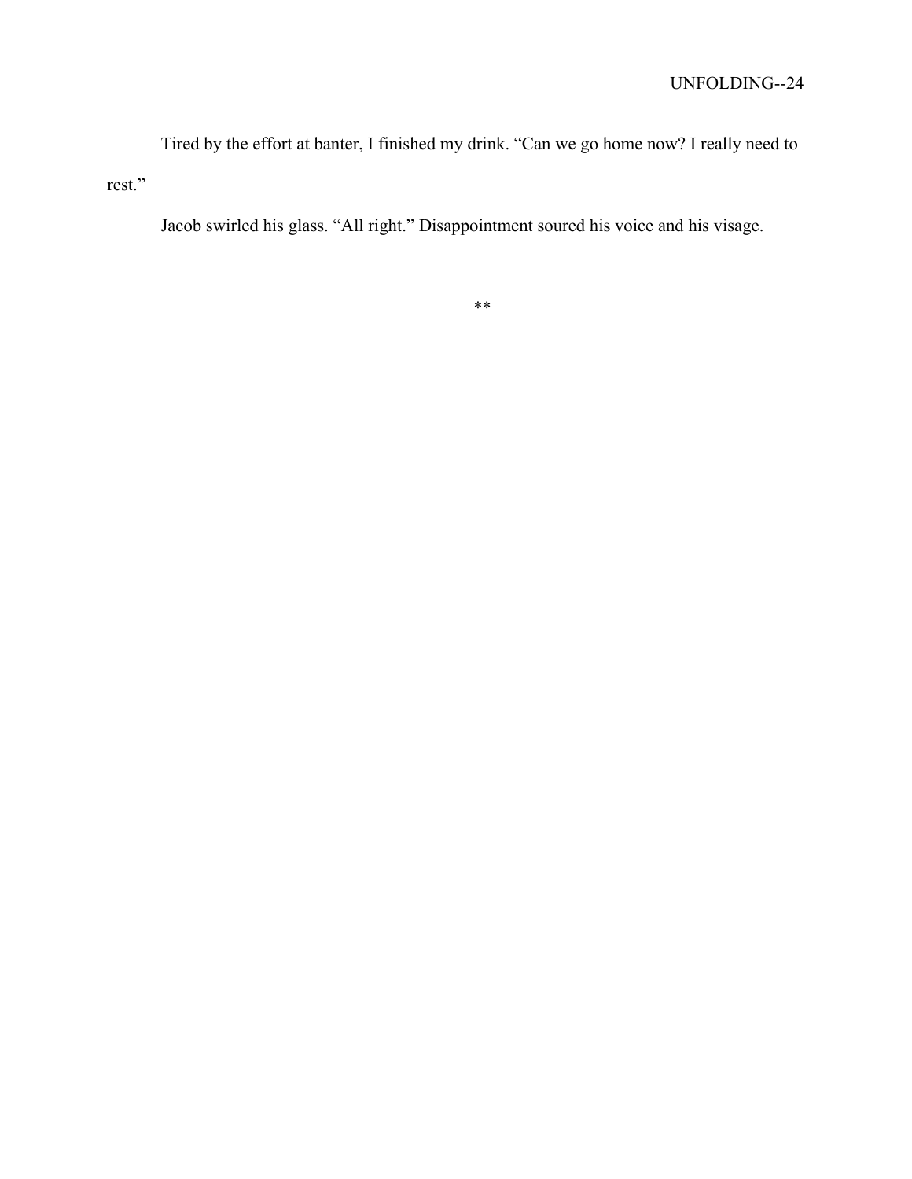Tired by the effort at banter, I finished my drink. "Can we go home now? I really need to rest."

Jacob swirled his glass. "All right." Disappointment soured his voice and his visage.

**